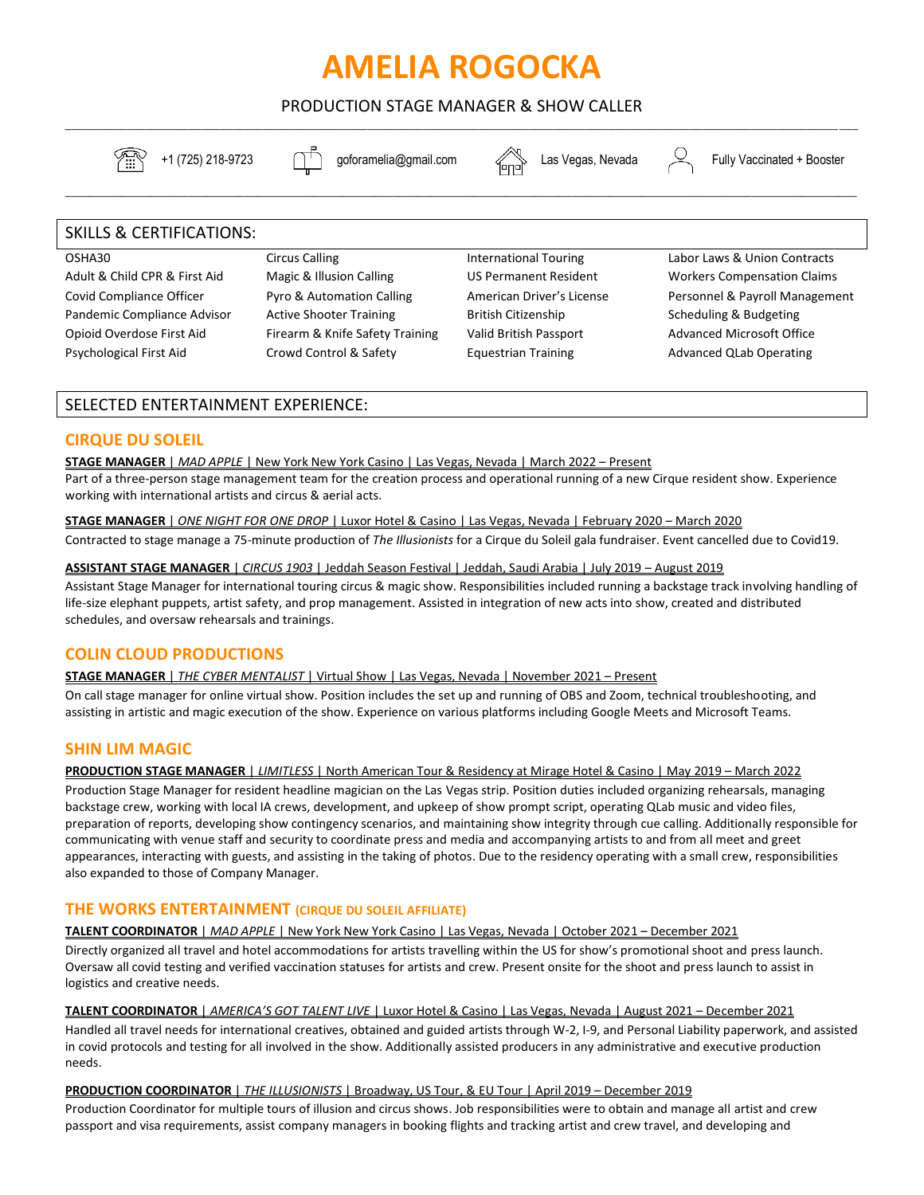# AMELIA ROGOCKA

PRODUCTION STAGE MANAGER & SHOW CALLER

+1 (725) 218-9723 | goforamelia@gmail.com | Las Vegas, Nevada | Fully Vaccinated + Booster

## SKILLS & CERTIFICATIONS:

| | | | |
|---|---|---|---|
| OSHA30 | Circus Calling | International Touring | Labor Laws & Union Contracts |
| Adult & Child CPR & First Aid | Magic & Illusion Calling | US Permanent Resident | Workers Compensation Claims |
| Covid Compliance Officer | Pyro & Automation Calling | American Driver's License | Personnel & Payroll Management |
| Pandemic Compliance Advisor | Active Shooter Training | British Citizenship | Scheduling & Budgeting |
| Opioid Overdose First Aid | Firearm & Knife Safety Training | Valid British Passport | Advanced Microsoft Office |
| Psychological First Aid | Crowd Control & Safety | Equestrian Training | Advanced QLab Operating |

## SELECTED ENTERTAINMENT EXPERIENCE:

### CIRQUE DU SOLEIL

**STAGE MANAGER** | *MAD APPLE* | New York New York Casino | Las Vegas, Nevada | March 2022 – Present

Part of a three-person stage management team for the creation process and operational running of a new Cirque resident show. Experience working with international artists and circus & aerial acts.

**STAGE MANAGER** | *ONE NIGHT FOR ONE DROP* | Luxor Hotel & Casino | Las Vegas, Nevada | February 2020 – March 2020

Contracted to stage manage a 75-minute production of *The Illusionists* for a Cirque du Soleil gala fundraiser. Event cancelled due to Covid19.

**ASSISTANT STAGE MANAGER** | *CIRCUS 1903* | Jeddah Season Festival | Jeddah, Saudi Arabia | July 2019 – August 2019

Assistant Stage Manager for international touring circus & magic show. Responsibilities included running a backstage track involving handling of life-size elephant puppets, artist safety, and prop management. Assisted in integration of new acts into show, created and distributed schedules, and oversaw rehearsals and trainings.

### COLIN CLOUD PRODUCTIONS

**STAGE MANAGER** | *THE CYBER MENTALIST* | Virtual Show | Las Vegas, Nevada | November 2021 – Present

On call stage manager for online virtual show. Position includes the set up and running of OBS and Zoom, technical troubleshooting, and assisting in artistic and magic execution of the show. Experience on various platforms including Google Meets and Microsoft Teams.

### SHIN LIM MAGIC

**PRODUCTION STAGE MANAGER** | *LIMITLESS* | North American Tour & Residency at Mirage Hotel & Casino | May 2019 – March 2022

Production Stage Manager for resident headline magician on the Las Vegas strip. Position duties included organizing rehearsals, managing backstage crew, working with local IA crews, development, and upkeep of show prompt script, operating QLab music and video files, preparation of reports, developing show contingency scenarios, and maintaining show integrity through cue calling. Additionally responsible for communicating with venue staff and security to coordinate press and media and accompanying artists to and from all meet and greet appearances, interacting with guests, and assisting in the taking of photos. Due to the residency operating with a small crew, responsibilities also expanded to those of Company Manager.

### THE WORKS ENTERTAINMENT (CIRQUE DU SOLEIL AFFILIATE)

**TALENT COORDINATOR** | *MAD APPLE* | New York New York Casino | Las Vegas, Nevada | October 2021 – December 2021

Directly organized all travel and hotel accommodations for artists travelling within the US for show's promotional shoot and press launch. Oversaw all covid testing and verified vaccination statuses for artists and crew. Present onsite for the shoot and press launch to assist in logistics and creative needs.

**TALENT COORDINATOR** | *AMERICA'S GOT TALENT LIVE* | Luxor Hotel & Casino | Las Vegas, Nevada | August 2021 – December 2021

Handled all travel needs for international creatives, obtained and guided artists through W-2, I-9, and Personal Liability paperwork, and assisted in covid protocols and testing for all involved in the show. Additionally assisted producers in any administrative and executive production needs.

**PRODUCTION COORDINATOR** | *THE ILLUSIONISTS* | Broadway, US Tour, & EU Tour | April 2019 – December 2019

Production Coordinator for multiple tours of illusion and circus shows. Job responsibilities were to obtain and manage all artist and crew passport and visa requirements, assist company managers in booking flights and tracking artist and crew travel, and developing and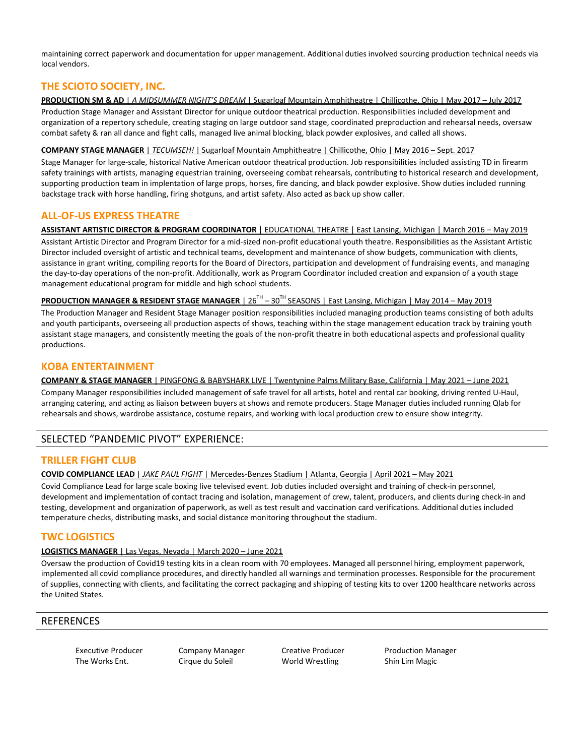maintaining correct paperwork and documentation for upper management. Additional duties involved sourcing production technical needs via local vendors.

## THE SCIOTO SOCIETY, INC.

**PRODUCTION SM & AD** | *A MIDSUMMER NIGHT'S DREAM* | Sugarloaf Mountain Amphitheatre | Chillicothe, Ohio | May 2017 – July 2017

Production Stage Manager and Assistant Director for unique outdoor theatrical production. Responsibilities included development and organization of a repertory schedule, creating staging on large outdoor sand stage, coordinated preproduction and rehearsal needs, oversaw combat safety & ran all dance and fight calls, managed live animal blocking, black powder explosives, and called all shows.

**COMPANY STAGE MANAGER** | *TECUMSEH!* | Sugarloaf Mountain Amphitheatre | Chillicothe, Ohio | May 2016 – Sept. 2017

Stage Manager for large-scale, historical Native American outdoor theatrical production. Job responsibilities included assisting TD in firearm safety trainings with artists, managing equestrian training, overseeing combat rehearsals, contributing to historical research and development, supporting production team in implentation of large props, horses, fire dancing, and black powder explosive. Show duties included running backstage track with horse handling, firing shotguns, and artist safety. Also acted as back up show caller.

## ALL-OF-US EXPRESS THEATRE

**ASSISTANT ARTISTIC DIRECTOR & PROGRAM COORDINATOR** | EDUCATIONAL THEATRE | East Lansing, Michigan | March 2016 – May 2019

Assistant Artistic Director and Program Director for a mid-sized non-profit educational youth theatre. Responsibilities as the Assistant Artistic Director included oversight of artistic and technical teams, development and maintenance of show budgets, communication with clients, assistance in grant writing, compiling reports for the Board of Directors, participation and development of fundraising events, and managing the day-to-day operations of the non-profit. Additionally, work as Program Coordinator included creation and expansion of a youth stage management educational program for middle and high school students.

**PRODUCTION MANAGER & RESIDENT STAGE MANAGER** | 26TH – 30TH SEASONS | East Lansing, Michigan | May 2014 – May 2019

The Production Manager and Resident Stage Manager position responsibilities included managing production teams consisting of both adults and youth participants, overseeing all production aspects of shows, teaching within the stage management education track by training youth assistant stage managers, and consistently meeting the goals of the non-profit theatre in both educational aspects and professional quality productions.

## KOBA ENTERTAINMENT

**COMPANY & STAGE MANAGER** | PINGFONG & BABYSHARK LIVE | Twentynine Palms Military Base, California | May 2021 – June 2021

Company Manager responsibilities included management of safe travel for all artists, hotel and rental car booking, driving rented U-Haul, arranging catering, and acting as liaison between buyers at shows and remote producers. Stage Manager duties included running Qlab for rehearsals and shows, wardrobe assistance, costume repairs, and working with local production crew to ensure show integrity.

# SELECTED "PANDEMIC PIVOT" EXPERIENCE:

## TRILLER FIGHT CLUB

**COVID COMPLIANCE LEAD** | *JAKE PAUL FIGHT* | Mercedes-Benzes Stadium | Atlanta, Georgia | April 2021 – May 2021

Covid Compliance Lead for large scale boxing live televised event. Job duties included oversight and training of check-in personnel, development and implementation of contact tracing and isolation, management of crew, talent, producers, and clients during check-in and testing, development and organization of paperwork, as well as test result and vaccination card verifications. Additional duties included temperature checks, distributing masks, and social distance monitoring throughout the stadium.

## TWC LOGISTICS

**LOGISTICS MANAGER** | Las Vegas, Nevada | March 2020 – June 2021

Oversaw the production of Covid19 testing kits in a clean room with 70 employees. Managed all personnel hiring, employment paperwork, implemented all covid compliance procedures, and directly handled all warnings and termination processes. Responsible for the procurement of supplies, connecting with clients, and facilitating the correct packaging and shipping of testing kits to over 1200 healthcare networks across the United States.

# REFERENCES

Executive Producer
The Works Ent.

Company Manager
Cirque du Soleil

Creative Producer
World Wrestling

Production Manager
Shin Lim Magic